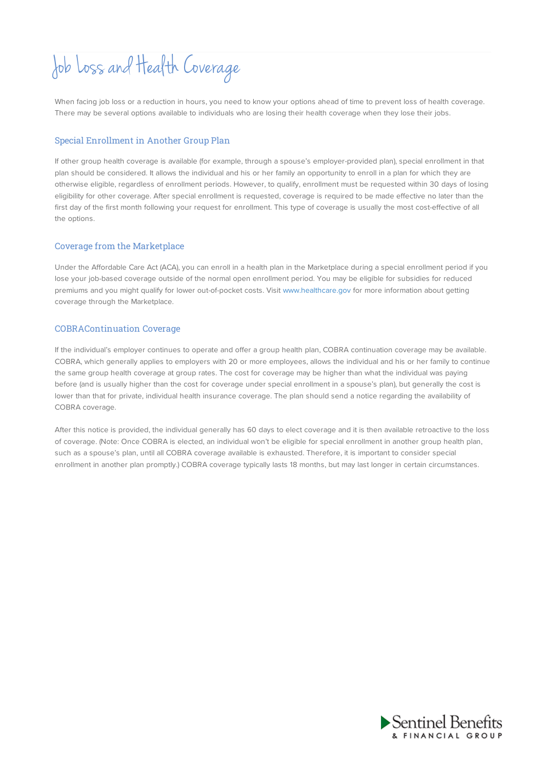# Job Loss and Health Coverage

When facing job loss or a reduction in hours, you need to know your options ahead of time to prevent loss of health coverage. There may be several options available to individuals who are losing their health coverage when they lose their jobs.

## Special Enrollment in Another Group Plan

If other group health coverage is available (for example, through a spouse's employer-provided plan), special enrollment in that plan should be considered. It allows the individual and his or her family an opportunity to enroll in a plan for which they are otherwise eligible, regardless of enrollment periods. However, to qualify, enrollment must be requested within 30 days of losing eligibility for other coverage. After special enrollment is requested, coverage is required to be made effective no later than the first day of the first month following your request for enrollment. This type of coverage is usually the most cost-effective of all the options.

## Coverage from the Marketplace

Under the Affordable Care Act (ACA), you can enroll in a health plan in the Marketplace during a special enrollment period if you lose your job-based coverage outside of the normal open enrollment period. You may be eligible for subsidies for reduced premiums and you might qualify for lower out-of-pocket costs. Visit www.healthcare.gov for more information about getting coverage through the Marketplace.

## COBRAContinuation Coverage

If the individual's employer continues to operate and offer a group health plan, COBRA continuation coverage may be available. COBRA, which generally applies to employers with 20 or more employees, allows the individual and his or her family to continue the same group health coverage at group rates. The cost for coverage may be higher than what the individual was paying before (and is usually higher than the cost for coverage under special enrollment in a spouse's plan), but generally the cost is lower than that for private, individual health insurance coverage. The plan should send a notice regarding the availability of COBRA coverage.

After this notice is provided, the individual generally has 60 days to elect coverage and it is then available retroactive to the loss of coverage. (Note: Once COBRA is elected, an individual won't be eligible for special enrollment in another group health plan, such as a spouse's plan, until all COBRA coverage available is exhausted. Therefore, it is important to consider special enrollment in another plan promptly.) COBRA coverage typically lasts 18 months, but may last longer in certain circumstances.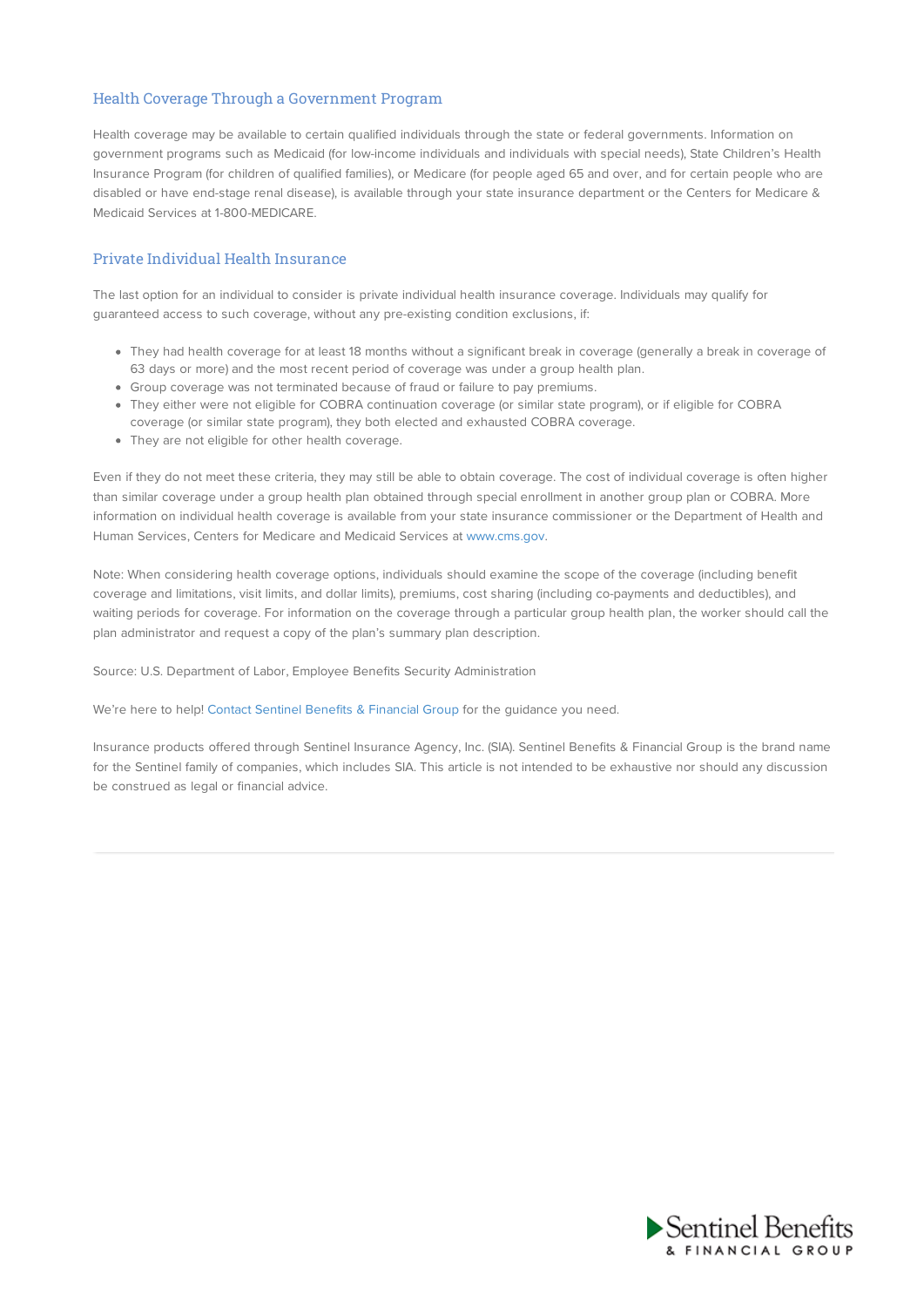## Health Coverage Through a Government Program

Health coverage may be available to certain qualified individuals through the state or federal governments. Information on government programs such as Medicaid (for low-income individuals and individuals with special needs), State Children's Health Insurance Program (for children of qualified families), or Medicare (for people aged 65 and over, and for certain people who are disabled or have end-stage renal disease), is available through your state insurance department or the Centers for Medicare & Medicaid Services at 1-800-MEDICARE.

## Private Individual Health Insurance

The last option for an individual to consider is private individual health insurance coverage. Individuals may qualify for guaranteed access to such coverage, without any pre-existing condition exclusions, if:

- They had health coverage for at least 18 months without a significant break in coverage (generally a break in coverage of 63 days or more) and the most recent period of coverage was under a group health plan.
- Group coverage was not terminated because of fraud or failure to pay premiums.
- They either were not eligible for COBRA continuation coverage (or similar state program), or if eligible for COBRA coverage (or similar state program), they both elected and exhausted COBRA coverage.
- They are not eligible for other health coverage.

Even if they do not meet these criteria, they may still be able to obtain coverage. The cost of individual coverage is often higher than similar coverage under a group health plan obtained through special enrollment in another group plan or COBRA. More information on individual health coverage is available from your state insurance commissioner or the Department of Health and Human Services, Centers for Medicare and Medicaid Services at www.cms.gov.

Note: When considering health coverage options, individuals should examine the scope of the coverage (including benefit coverage and limitations, visit limits, and dollar limits), premiums, cost sharing (including co-payments and deductibles), and waiting periods for coverage. For information on the coverage through a particular group health plan, the worker should call the plan administrator and request a copy of the plan's summary plan description.

Source: U.S. Department of Labor, Employee Benefits Security Administration

We're here to help! Contact Sentinel Benefits & Financial Group for the guidance you need.

Insurance products offered through Sentinel Insurance Agency, Inc. (SIA). Sentinel Benefits & Financial Group is the brand name for the Sentinel family of companies, which includes SIA. This article is not intended to be exhaustive nor should any discussion be construed as legal or financial advice.

Sentinel Benefits & FINANCIAL GROUP